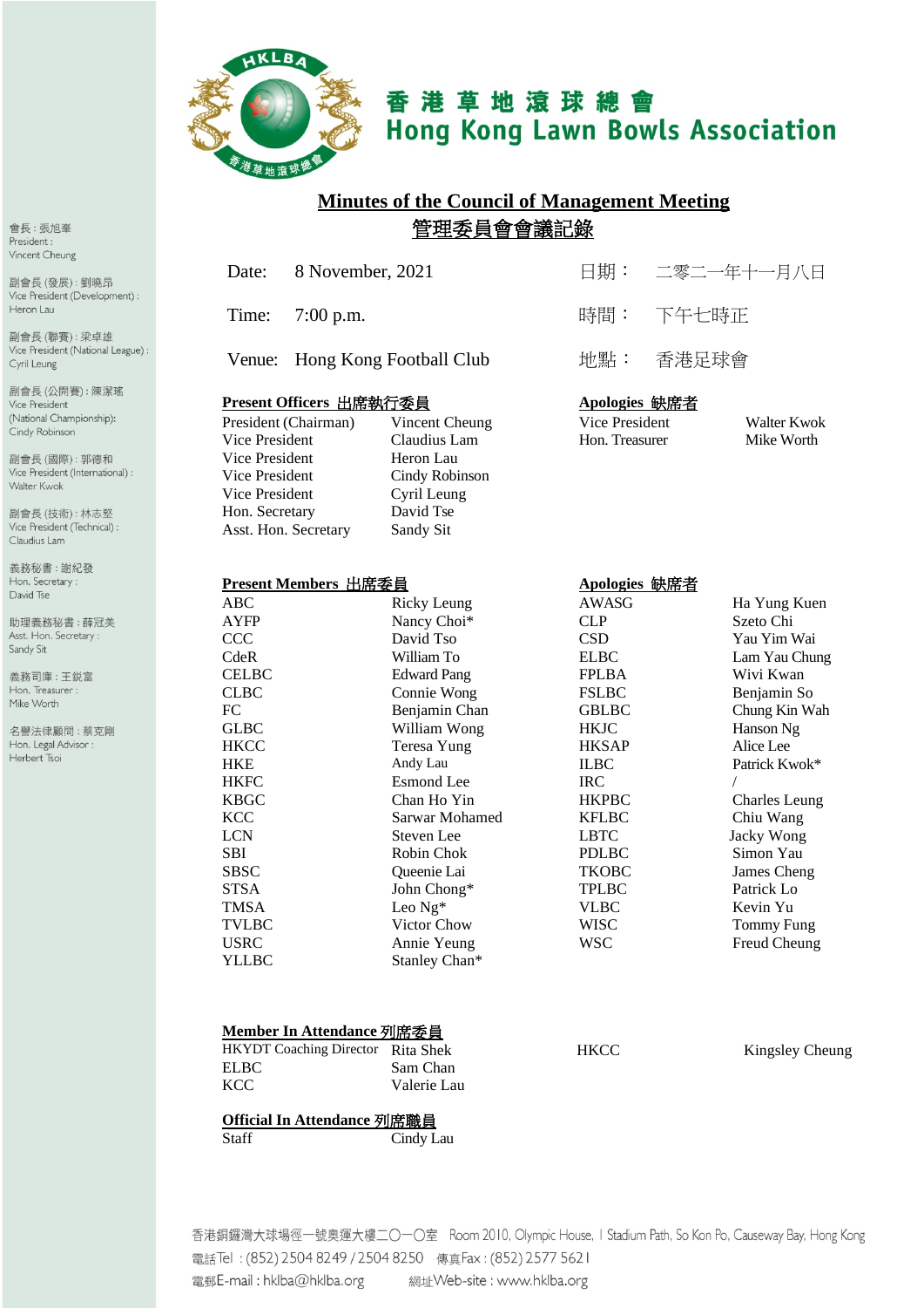# 香港草地滾球總會
# Hong Kong Lawn Bowls Association

會長：張旭峯
President :
Vincent Cheung

副會長 (發展)：劉曉昂
Vice President (Development) :
Heron Lau

副會長 (聯賽)：梁卓雄
Vice President (National League) :
Cyril Leung

副會長 (公開賽)：陳潔瑤
Vice President
(National Championship):
Cindy Robinson

副會長 (國際)：郭德和
Vice President (International) :
Walter Kwok

副會長 (技術)：林志堅
Vice President (Technical) :
Claudius Lam

義務秘書：謝紀發
Hon. Secretary :
David Tse

助理義務秘書：薛冠美
Asst. Hon. Secretary :
Sandy Sit

義務司庫：王鋭富
Hon. Treasurer :
Mike Worth

名譽法律顧問：蔡克剛
Hon. Legal Advisor :
Herbert Tsoi

## Minutes of the Council of Management Meeting
## 管理委員會會議記錄

| | | | |
|---|---|---|---|
| Date: | 8 November, 2021 | 日期： | 二零二一年十一月八日 |
| Time: | 7:00 p.m. | 時間： | 下午七時正 |
| Venue: | Hong Kong Football Club | 地點： | 香港足球會 |

**Present Officers 出席執行委員**

| | |
|---|---|
| President (Chairman) | Vincent Cheung |
| Vice President | Claudius Lam |
| Vice President | Heron Lau |
| Vice President | Cindy Robinson |
| Vice President | Cyril Leung |
| Hon. Secretary | David Tse |
| Asst. Hon. Secretary | Sandy Sit |

**Apologies 缺席者**

| | |
|---|---|
| Vice President | Walter Kwok |
| Hon. Treasurer | Mike Worth |

**Present Members 出席委員**

| | |
|---|---|
| ABC | Ricky Leung |
| AYFP | Nancy Choi* |
| CCC | David Tso |
| CdeR | William To |
| CELBC | Edward Pang |
| CLBC | Connie Wong |
| FC | Benjamin Chan |
| GLBC | William Wong |
| HKCC | Teresa Yung |
| HKE | Andy Lau |
| HKFC | Esmond Lee |
| KBGC | Chan Ho Yin |
| KCC | Sarwar Mohamed |
| LCN | Steven Lee |
| SBI | Robin Chok |
| SBSC | Queenie Lai |
| STSA | John Chong* |
| TMSA | Leo Ng* |
| TVLBC | Victor Chow |
| USRC | Annie Yeung |
| YLLBC | Stanley Chan* |

**Apologies 缺席者**

| | |
|---|---|
| AWASG | Ha Yung Kuen |
| CLP | Szeto Chi |
| CSD | Yau Yim Wai |
| ELBC | Lam Yau Chung |
| FPLBA | Wivi Kwan |
| FSLBC | Benjamin So |
| GBLBC | Chung Kin Wah |
| HKJC | Hanson Ng |
| HKSAP | Alice Lee |
| ILBC | Patrick Kwok* |
| IRC | / |
| HKPBC | Charles Leung |
| KFLBC | Chiu Wang |
| LBTC | Jacky Wong |
| PDLBC | Simon Yau |
| TKOBC | James Cheng |
| TPLBC | Patrick Lo |
| VLBC | Kevin Yu |
| WISC | Tommy Fung |
| WSC | Freud Cheung |

**Member In Attendance 列席委員**

| | |
|---|---|
| HKYDT Coaching Director | Rita Shek |
| ELBC | Sam Chan |
| KCC | Valerie Lau |
| HKCC | Kingsley Cheung |

**Official In Attendance 列席職員**

| | |
|---|---|
| Staff | Cindy Lau |

香港銅鑼灣大球場徑一號奧運大樓二〇一〇室 Room 2010, Olympic House, 1 Stadium Path, So Kon Po, Causeway Bay, Hong Kong
電話Tel：(852) 2504 8249 / 2504 8250 傳真Fax：(852) 2577 5621
電郵E-mail：hklba@hklba.org 網址Web-site：www.hklba.org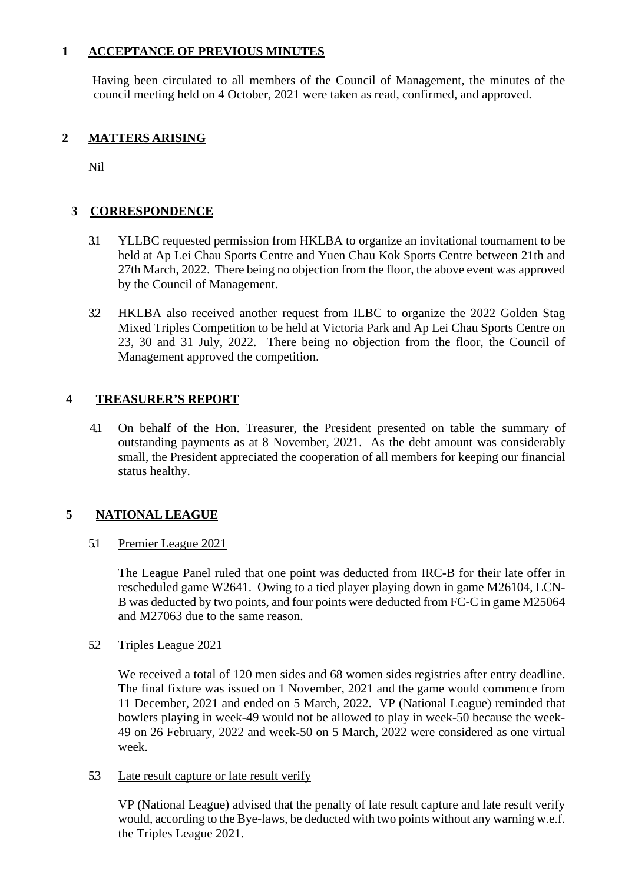## 1 ACCEPTANCE OF PREVIOUS MINUTES

Having been circulated to all members of the Council of Management, the minutes of the council meeting held on 4 October, 2021 were taken as read, confirmed, and approved.

## 2 MATTERS ARISING

Nil

## 3 CORRESPONDENCE

3.1 YLLBC requested permission from HKLBA to organize an invitational tournament to be held at Ap Lei Chau Sports Centre and Yuen Chau Kok Sports Centre between 21th and 27th March, 2022. There being no objection from the floor, the above event was approved by the Council of Management.

3.2 HKLBA also received another request from ILBC to organize the 2022 Golden Stag Mixed Triples Competition to be held at Victoria Park and Ap Lei Chau Sports Centre on 23, 30 and 31 July, 2022. There being no objection from the floor, the Council of Management approved the competition.

## 4 TREASURER'S REPORT

4.1 On behalf of the Hon. Treasurer, the President presented on table the summary of outstanding payments as at 8 November, 2021. As the debt amount was considerably small, the President appreciated the cooperation of all members for keeping our financial status healthy.

## 5 NATIONAL LEAGUE

5.1 Premier League 2021

The League Panel ruled that one point was deducted from IRC-B for their late offer in rescheduled game W2641. Owing to a tied player playing down in game M26104, LCN-B was deducted by two points, and four points were deducted from FC-C in game M25064 and M27063 due to the same reason.

5.2 Triples League 2021

We received a total of 120 men sides and 68 women sides registries after entry deadline. The final fixture was issued on 1 November, 2021 and the game would commence from 11 December, 2021 and ended on 5 March, 2022. VP (National League) reminded that bowlers playing in week-49 would not be allowed to play in week-50 because the week-49 on 26 February, 2022 and week-50 on 5 March, 2022 were considered as one virtual week.

5.3 Late result capture or late result verify

VP (National League) advised that the penalty of late result capture and late result verify would, according to the Bye-laws, be deducted with two points without any warning w.e.f. the Triples League 2021.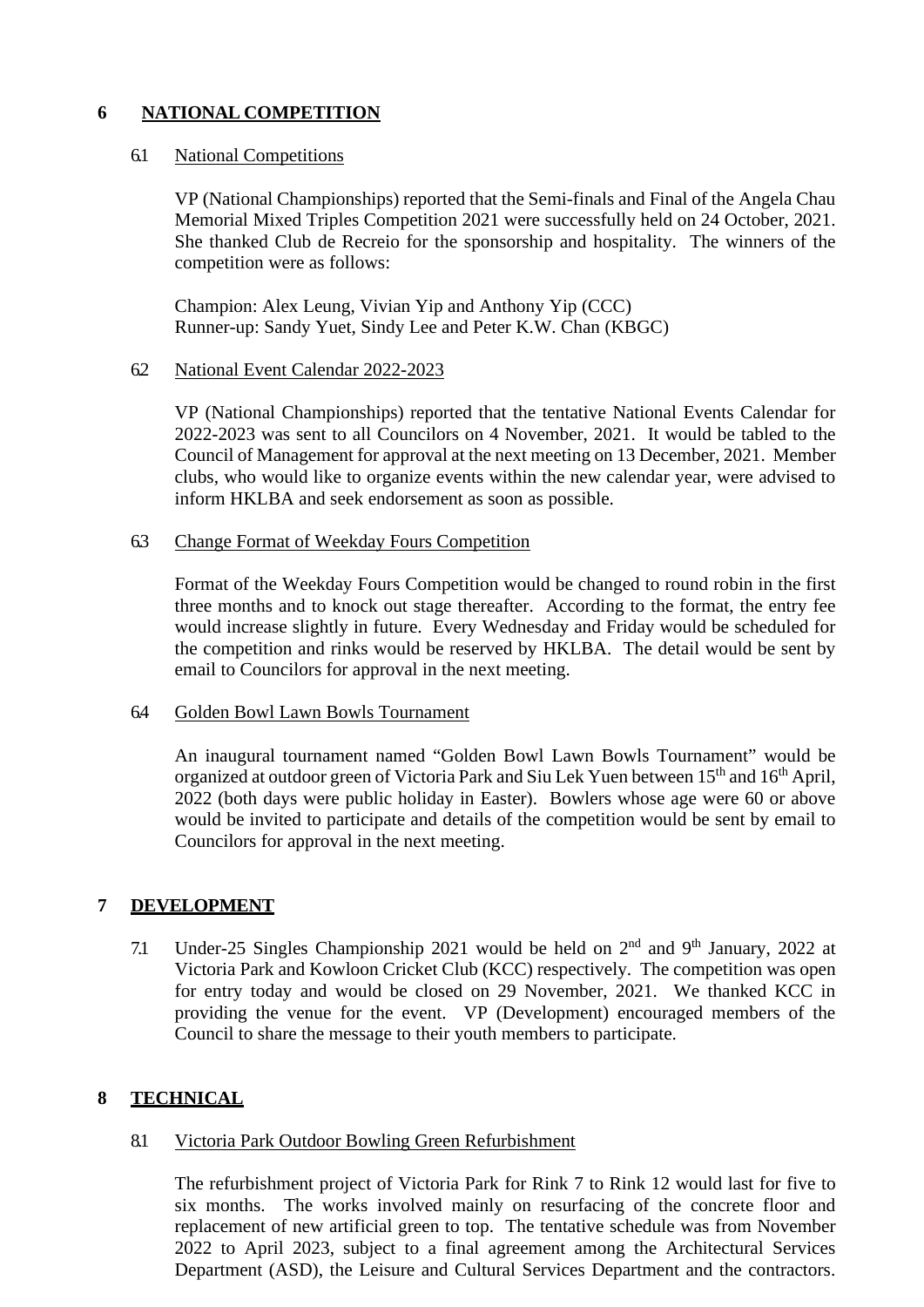## 6 NATIONAL COMPETITION

### 6.1 National Competitions

VP (National Championships) reported that the Semi-finals and Final of the Angela Chau Memorial Mixed Triples Competition 2021 were successfully held on 24 October, 2021. She thanked Club de Recreio for the sponsorship and hospitality. The winners of the competition were as follows:

Champion: Alex Leung, Vivian Yip and Anthony Yip (CCC)
Runner-up: Sandy Yuet, Sindy Lee and Peter K.W. Chan (KBGC)

### 6.2 National Event Calendar 2022-2023

VP (National Championships) reported that the tentative National Events Calendar for 2022-2023 was sent to all Councilors on 4 November, 2021. It would be tabled to the Council of Management for approval at the next meeting on 13 December, 2021. Member clubs, who would like to organize events within the new calendar year, were advised to inform HKLBA and seek endorsement as soon as possible.

### 6.3 Change Format of Weekday Fours Competition

Format of the Weekday Fours Competition would be changed to round robin in the first three months and to knock out stage thereafter. According to the format, the entry fee would increase slightly in future. Every Wednesday and Friday would be scheduled for the competition and rinks would be reserved by HKLBA. The detail would be sent by email to Councilors for approval in the next meeting.

### 6.4 Golden Bowl Lawn Bowls Tournament

An inaugural tournament named "Golden Bowl Lawn Bowls Tournament" would be organized at outdoor green of Victoria Park and Siu Lek Yuen between 15th and 16th April, 2022 (both days were public holiday in Easter). Bowlers whose age were 60 or above would be invited to participate and details of the competition would be sent by email to Councilors for approval in the next meeting.

## 7 DEVELOPMENT

7.1 Under-25 Singles Championship 2021 would be held on 2nd and 9th January, 2022 at Victoria Park and Kowloon Cricket Club (KCC) respectively. The competition was open for entry today and would be closed on 29 November, 2021. We thanked KCC in providing the venue for the event. VP (Development) encouraged members of the Council to share the message to their youth members to participate.

## 8 TECHNICAL

### 8.1 Victoria Park Outdoor Bowling Green Refurbishment

The refurbishment project of Victoria Park for Rink 7 to Rink 12 would last for five to six months. The works involved mainly on resurfacing of the concrete floor and replacement of new artificial green to top. The tentative schedule was from November 2022 to April 2023, subject to a final agreement among the Architectural Services Department (ASD), the Leisure and Cultural Services Department and the contractors.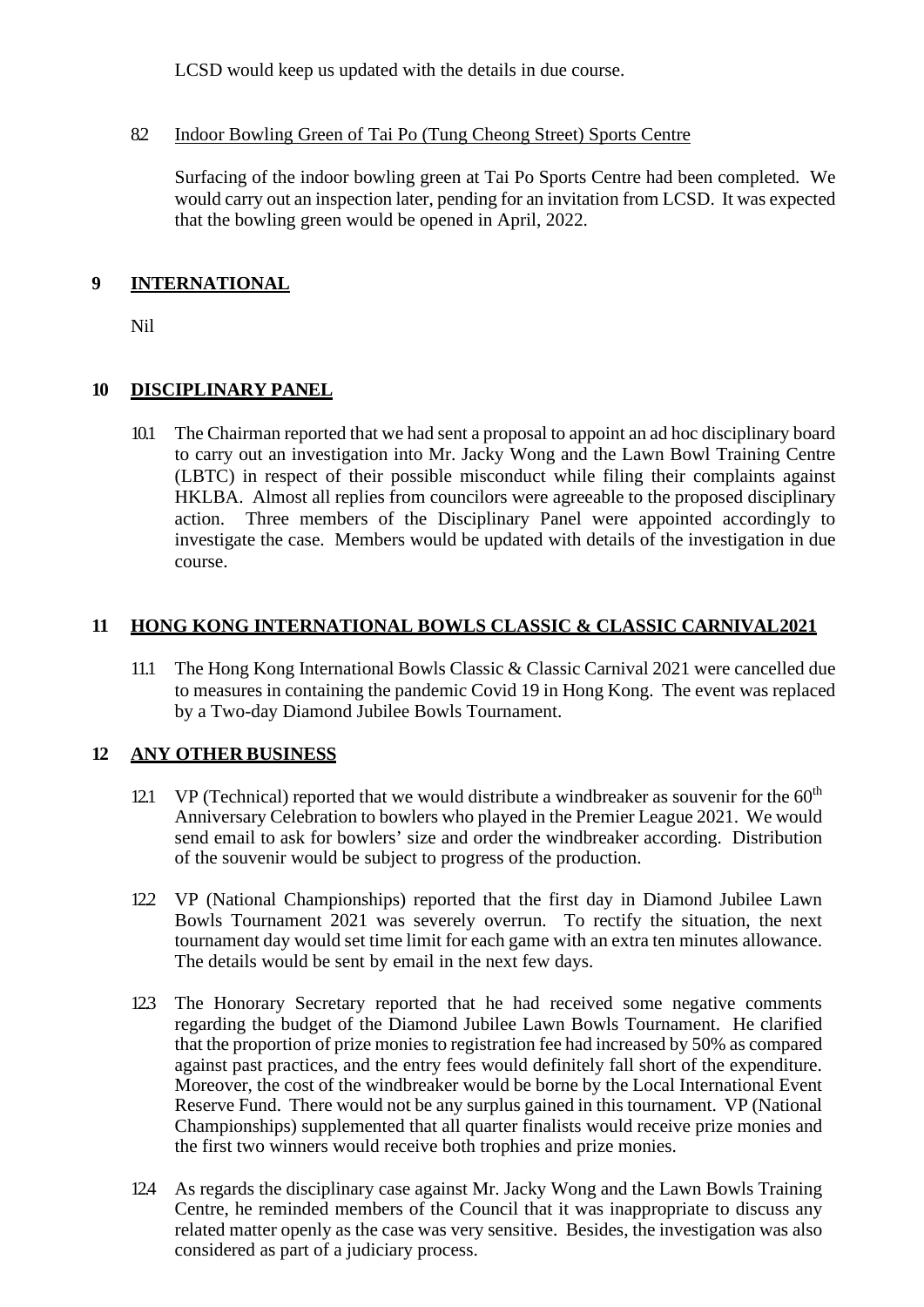LCSD would keep us updated with the details in due course.

8.2 Indoor Bowling Green of Tai Po (Tung Cheong Street) Sports Centre

Surfacing of the indoor bowling green at Tai Po Sports Centre had been completed. We would carry out an inspection later, pending for an invitation from LCSD. It was expected that the bowling green would be opened in April, 2022.

## 9 INTERNATIONAL

Nil

## 10 DISCIPLINARY PANEL

10.1 The Chairman reported that we had sent a proposal to appoint an ad hoc disciplinary board to carry out an investigation into Mr. Jacky Wong and the Lawn Bowl Training Centre (LBTC) in respect of their possible misconduct while filing their complaints against HKLBA. Almost all replies from councilors were agreeable to the proposed disciplinary action. Three members of the Disciplinary Panel were appointed accordingly to investigate the case. Members would be updated with details of the investigation in due course.

## 11 HONG KONG INTERNATIONAL BOWLS CLASSIC & CLASSIC CARNIVAL2021

11.1 The Hong Kong International Bowls Classic & Classic Carnival 2021 were cancelled due to measures in containing the pandemic Covid 19 in Hong Kong. The event was replaced by a Two-day Diamond Jubilee Bowls Tournament.

## 12 ANY OTHER BUSINESS

12.1 VP (Technical) reported that we would distribute a windbreaker as souvenir for the 60th Anniversary Celebration to bowlers who played in the Premier League 2021. We would send email to ask for bowlers' size and order the windbreaker according. Distribution of the souvenir would be subject to progress of the production.

12.2 VP (National Championships) reported that the first day in Diamond Jubilee Lawn Bowls Tournament 2021 was severely overrun. To rectify the situation, the next tournament day would set time limit for each game with an extra ten minutes allowance. The details would be sent by email in the next few days.

12.3 The Honorary Secretary reported that he had received some negative comments regarding the budget of the Diamond Jubilee Lawn Bowls Tournament. He clarified that the proportion of prize monies to registration fee had increased by 50% as compared against past practices, and the entry fees would definitely fall short of the expenditure. Moreover, the cost of the windbreaker would be borne by the Local International Event Reserve Fund. There would not be any surplus gained in this tournament. VP (National Championships) supplemented that all quarter finalists would receive prize monies and the first two winners would receive both trophies and prize monies.

12.4 As regards the disciplinary case against Mr. Jacky Wong and the Lawn Bowls Training Centre, he reminded members of the Council that it was inappropriate to discuss any related matter openly as the case was very sensitive. Besides, the investigation was also considered as part of a judiciary process.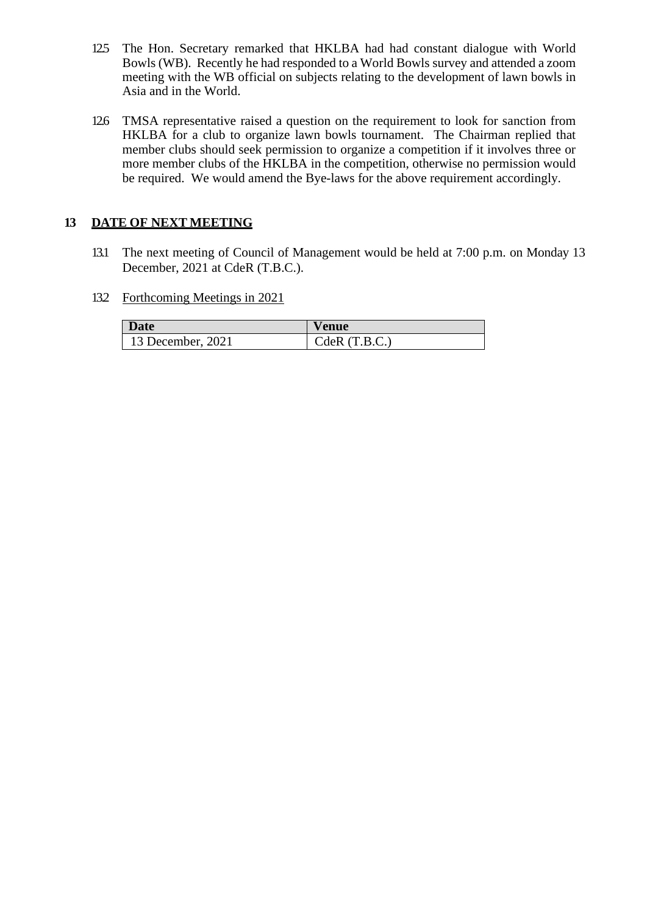12.5 The Hon. Secretary remarked that HKLBA had had constant dialogue with World Bowls (WB). Recently he had responded to a World Bowls survey and attended a zoom meeting with the WB official on subjects relating to the development of lawn bowls in Asia and in the World.

12.6 TMSA representative raised a question on the requirement to look for sanction from HKLBA for a club to organize lawn bowls tournament. The Chairman replied that member clubs should seek permission to organize a competition if it involves three or more member clubs of the HKLBA in the competition, otherwise no permission would be required. We would amend the Bye-laws for the above requirement accordingly.

## 13 DATE OF NEXT MEETING

13.1 The next meeting of Council of Management would be held at 7:00 p.m. on Monday 13 December, 2021 at CdeR (T.B.C.).

13.2 Forthcoming Meetings in 2021

| Date | Venue |
|---|---|
| 13 December, 2021 | CdeR (T.B.C.) |